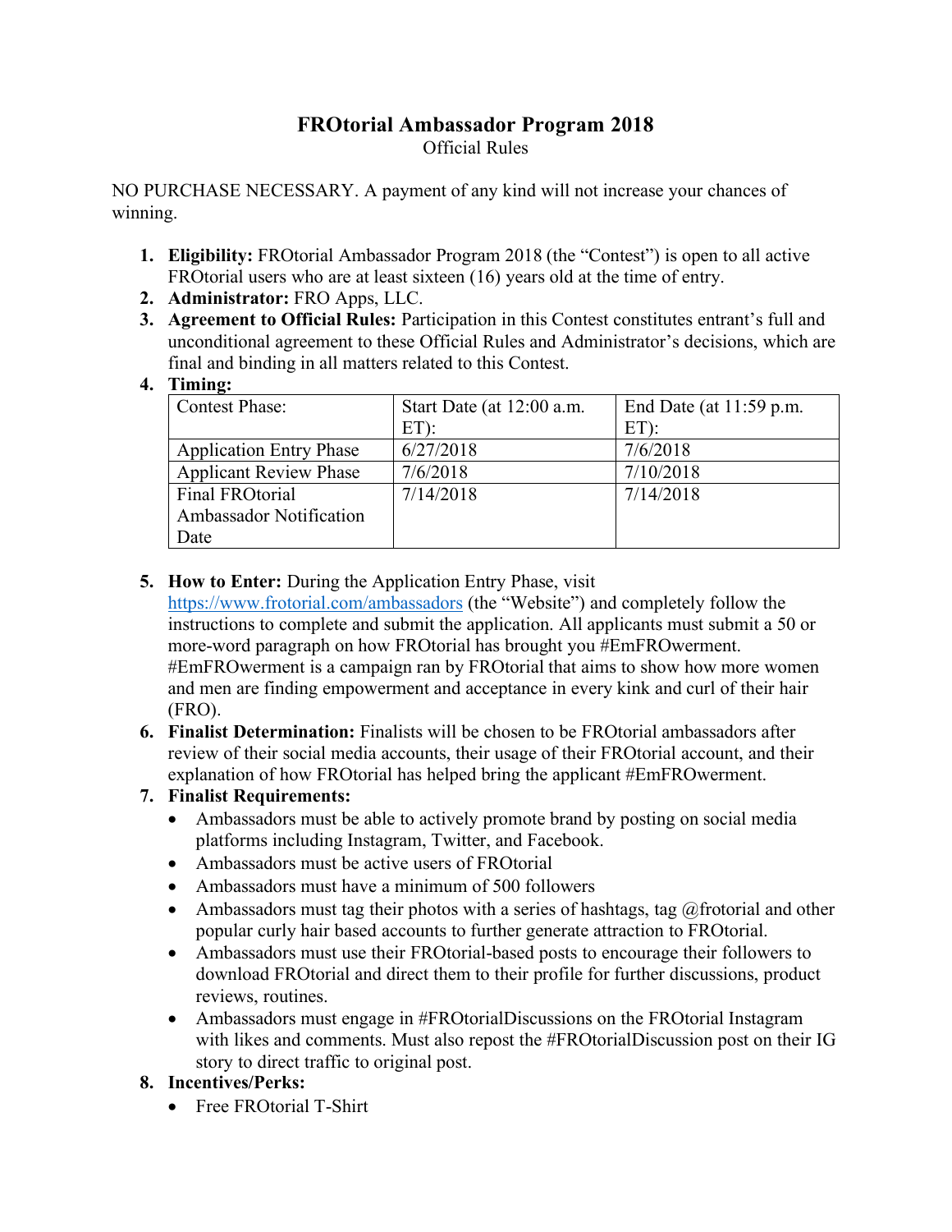# FROtorial Ambassador Program 2018

Official Rules

NO PURCHASE NECESSARY. A payment of any kind will not increase your chances of winning.

1. **Eligibility:** FROtorial Ambassador Program 2018 (the "Contest") is open to all active FROtorial users who are at least sixteen (16) years old at the time of entry.
2. **Administrator:** FRO Apps, LLC.
3. **Agreement to Official Rules:** Participation in this Contest constitutes entrant's full and unconditional agreement to these Official Rules and Administrator's decisions, which are final and binding in all matters related to this Contest.
4. **Timing:**

| Contest Phase: | Start Date (at 12:00 a.m. ET): | End Date (at 11:59 p.m. ET): |
|---|---|---|
| Application Entry Phase | 6/27/2018 | 7/6/2018 |
| Applicant Review Phase | 7/6/2018 | 7/10/2018 |
| Final FROtorial Ambassador Notification Date | 7/14/2018 | 7/14/2018 |

5. **How to Enter:** During the Application Entry Phase, visit https://www.frotorial.com/ambassadors (the "Website") and completely follow the instructions to complete and submit the application. All applicants must submit a 50 or more-word paragraph on how FROtorial has brought you #EmFROwerment. #EmFROwerment is a campaign ran by FROtorial that aims to show how more women and men are finding empowerment and acceptance in every kink and curl of their hair (FRO).
6. **Finalist Determination:** Finalists will be chosen to be FROtorial ambassadors after review of their social media accounts, their usage of their FROtorial account, and their explanation of how FROtorial has helped bring the applicant #EmFROwerment.
7. **Finalist Requirements:**
   - Ambassadors must be able to actively promote brand by posting on social media platforms including Instagram, Twitter, and Facebook.
   - Ambassadors must be active users of FROtorial
   - Ambassadors must have a minimum of 500 followers
   - Ambassadors must tag their photos with a series of hashtags, tag @frotorial and other popular curly hair based accounts to further generate attraction to FROtorial.
   - Ambassadors must use their FROtorial-based posts to encourage their followers to download FROtorial and direct them to their profile for further discussions, product reviews, routines.
   - Ambassadors must engage in #FROtorialDiscussions on the FROtorial Instagram with likes and comments. Must also repost the #FROtorialDiscussion post on their IG story to direct traffic to original post.
8. **Incentives/Perks:**
   - Free FROtorial T-Shirt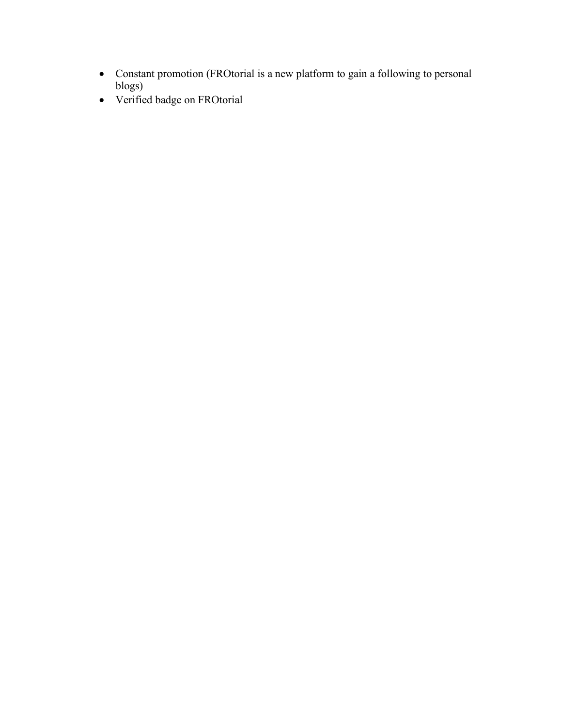- Constant promotion (FROtorial is a new platform to gain a following to personal blogs)
- Verified badge on FROtorial